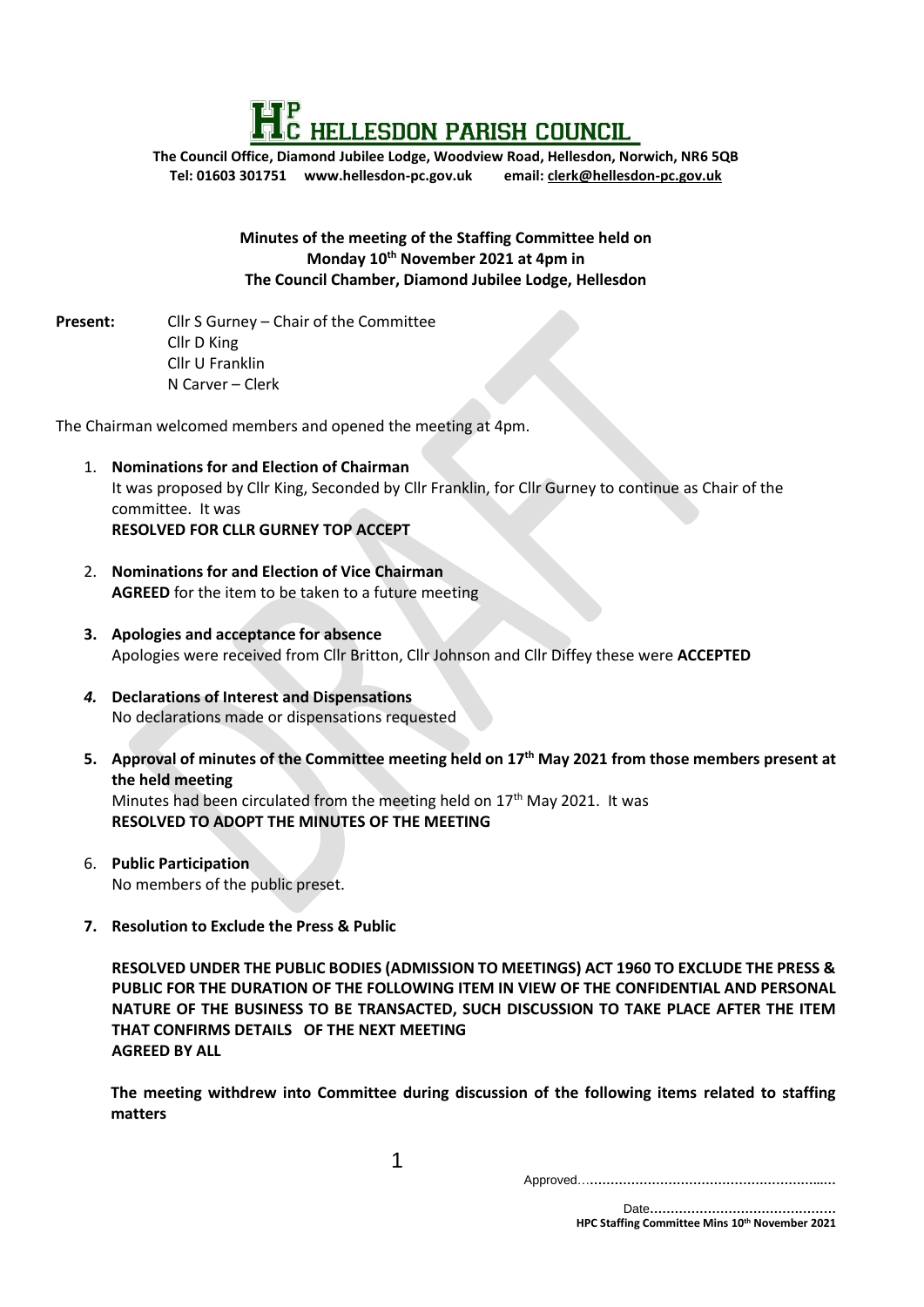# HELLESDON PARISH COUNCIL

**The Council Office, Diamond Jubilee Lodge, Woodview Road, Hellesdon, Norwich, NR6 5QB**
**Tel: 01603 301751 www.hellesdon-pc.gov.uk email: clerk@hellesdon-pc.gov.uk**

**Minutes of the meeting of the Staffing Committee held on Monday 10th November 2021 at 4pm in The Council Chamber, Diamond Jubilee Lodge, Hellesdon**

**Present:** Cllr S Gurney – Chair of the Committee
Cllr D King
Cllr U Franklin
N Carver – Clerk

The Chairman welcomed members and opened the meeting at 4pm.

1. **Nominations for and Election of Chairman**
   It was proposed by Cllr King, Seconded by Cllr Franklin, for Cllr Gurney to continue as Chair of the committee. It was
   **RESOLVED FOR CLLR GURNEY TOP ACCEPT**

2. **Nominations for and Election of Vice Chairman**
   **AGREED** for the item to be taken to a future meeting

3. **Apologies and acceptance for absence**
   Apologies were received from Cllr Britton, Cllr Johnson and Cllr Diffey these were **ACCEPTED**

4. **Declarations of Interest and Dispensations**
   No declarations made or dispensations requested

5. **Approval of minutes of the Committee meeting held on 17th May 2021 from those members present at the held meeting**
   Minutes had been circulated from the meeting held on 17th May 2021. It was
   **RESOLVED TO ADOPT THE MINUTES OF THE MEETING**

6. **Public Participation**
   No members of the public preset.

7. **Resolution to Exclude the Press & Public**

   **RESOLVED UNDER THE PUBLIC BODIES (ADMISSION TO MEETINGS) ACT 1960 TO EXCLUDE THE PRESS & PUBLIC FOR THE DURATION OF THE FOLLOWING ITEM IN VIEW OF THE CONFIDENTIAL AND PERSONAL NATURE OF THE BUSINESS TO BE TRANSACTED, SUCH DISCUSSION TO TAKE PLACE AFTER THE ITEM THAT CONFIRMS DETAILS OF THE NEXT MEETING**
   **AGREED BY ALL**

   **The meeting withdrew into Committee during discussion of the following items related to staffing matters**

Approved…………………………………………………

Date……………………………………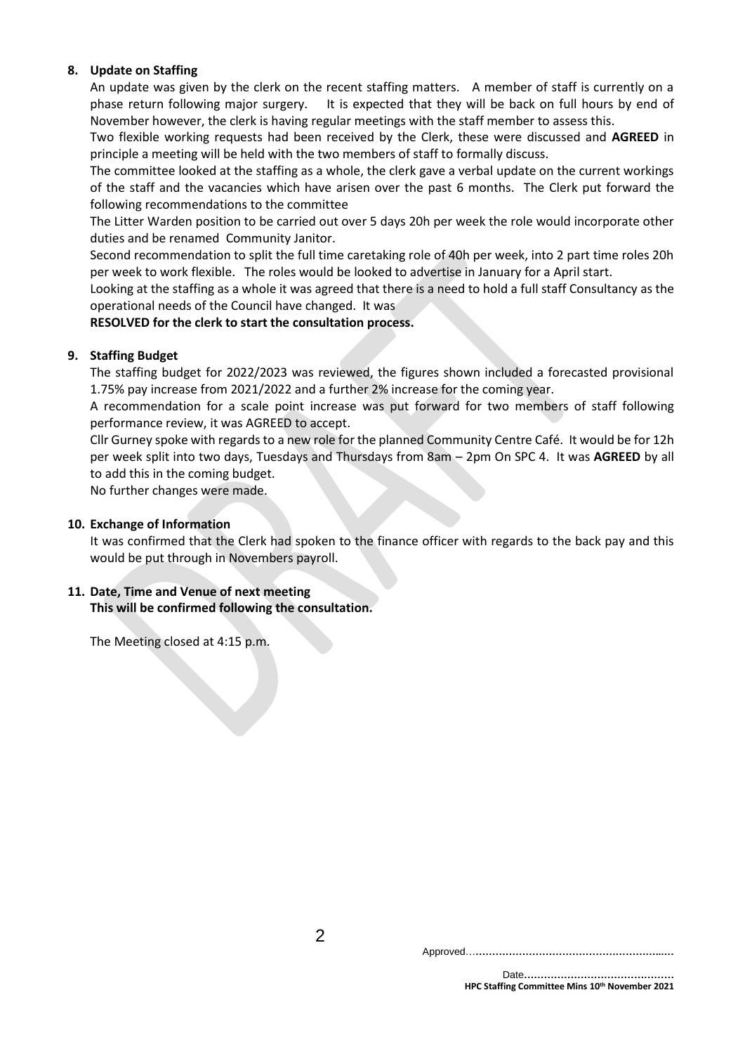8. **Update on Staffing**

An update was given by the clerk on the recent staffing matters. A member of staff is currently on a phase return following major surgery. It is expected that they will be back on full hours by end of November however, the clerk is having regular meetings with the staff member to assess this.

Two flexible working requests had been received by the Clerk, these were discussed and **AGREED** in principle a meeting will be held with the two members of staff to formally discuss.

The committee looked at the staffing as a whole, the clerk gave a verbal update on the current workings of the staff and the vacancies which have arisen over the past 6 months. The Clerk put forward the following recommendations to the committee

The Litter Warden position to be carried out over 5 days 20h per week the role would incorporate other duties and be renamed Community Janitor.

Second recommendation to split the full time caretaking role of 40h per week, into 2 part time roles 20h per week to work flexible. The roles would be looked to advertise in January for a April start.

Looking at the staffing as a whole it was agreed that there is a need to hold a full staff Consultancy as the operational needs of the Council have changed. It was

**RESOLVED for the clerk to start the consultation process.**

9. **Staffing Budget**

The staffing budget for 2022/2023 was reviewed, the figures shown included a forecasted provisional 1.75% pay increase from 2021/2022 and a further 2% increase for the coming year.

A recommendation for a scale point increase was put forward for two members of staff following performance review, it was AGREED to accept.

Cllr Gurney spoke with regards to a new role for the planned Community Centre Café. It would be for 12h per week split into two days, Tuesdays and Thursdays from 8am – 2pm On SPC 4. It was **AGREED** by all to add this in the coming budget.

No further changes were made.

10. **Exchange of Information**

It was confirmed that the Clerk had spoken to the finance officer with regards to the back pay and this would be put through in Novembers payroll.

11. **Date, Time and Venue of next meeting**
**This will be confirmed following the consultation.**

The Meeting closed at 4:15 p.m.

Approved…………………………………………………

Date……………………………………